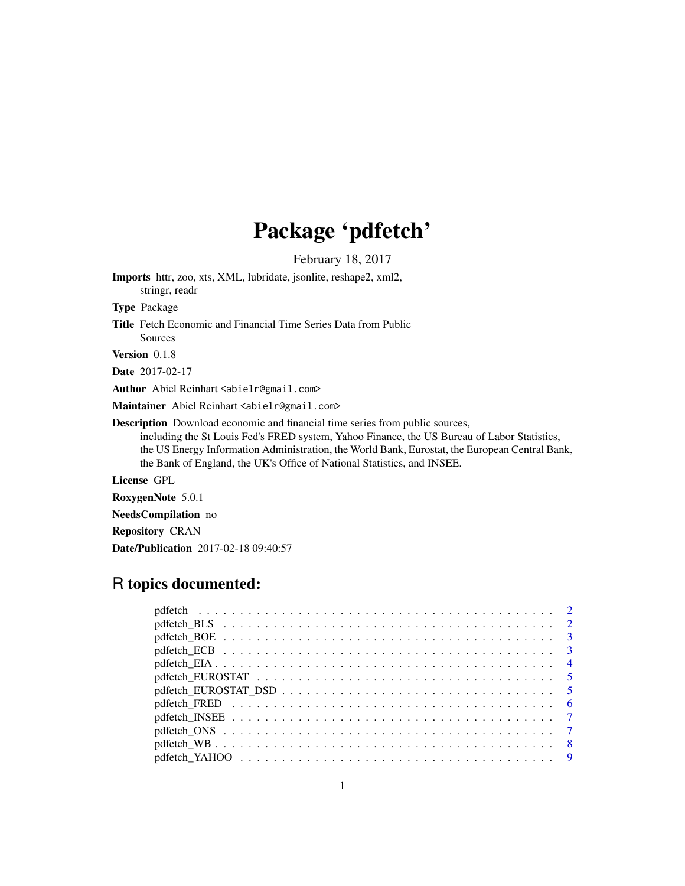# Package 'pdfetch'

February 18, 2017

**Imports** httr, zoo, xts, XML, lubridate, jsonlite, reshape2, xml2, stringr, readr

**Type** Package

**Title** Fetch Economic and Financial Time Series Data from Public Sources

**Version** 0.1.8

**Date** 2017-02-17

**Author** Abiel Reinhart <abielr@gmail.com>

**Maintainer** Abiel Reinhart <abielr@gmail.com>

**Description** Download economic and financial time series from public sources, including the St Louis Fed's FRED system, Yahoo Finance, the US Bureau of Labor Statistics, the US Energy Information Administration, the World Bank, Eurostat, the European Central Bank, the Bank of England, the UK's Office of National Statistics, and INSEE.

**License** GPL

**RoxygenNote** 5.0.1

**NeedsCompilation** no

**Repository** CRAN

**Date/Publication** 2017-02-18 09:40:57

## R topics documented:

| | |
|---|---|
| pdfetch | 2 |
| pdfetch_BLS | 2 |
| pdfetch_BOE | 3 |
| pdfetch_ECB | 3 |
| pdfetch_EIA | 4 |
| pdfetch_EUROSTAT | 5 |
| pdfetch_EUROSTAT_DSD | 5 |
| pdfetch_FRED | 6 |
| pdfetch_INSEE | 7 |
| pdfetch_ONS | 7 |
| pdfetch_WB | 8 |
| pdfetch_YAHOO | 9 |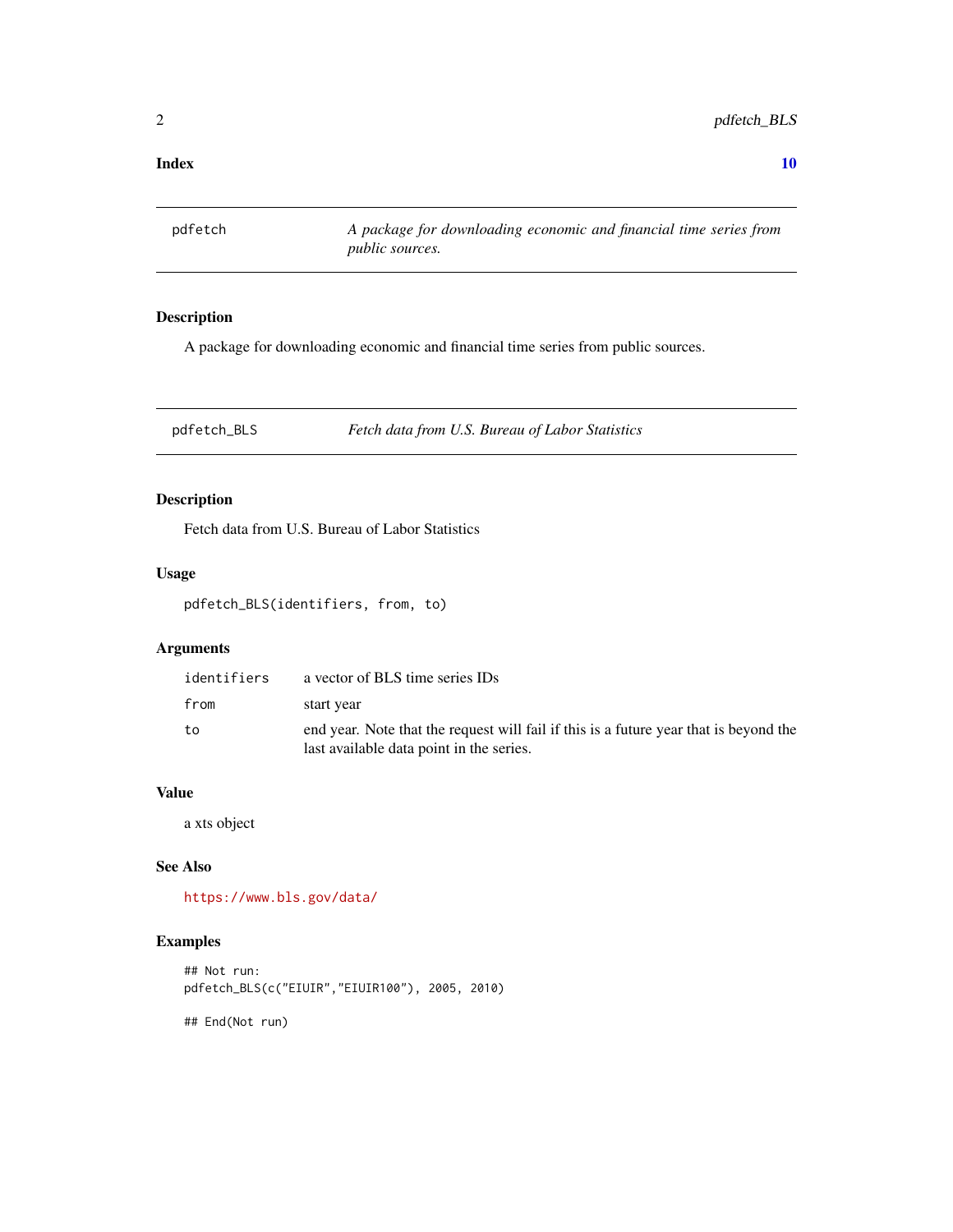**Index** **10**

---

`pdfetch` *A package for downloading economic and financial time series from public sources.*

---

### Description

A package for downloading economic and financial time series from public sources.

---

`pdfetch_BLS` *Fetch data from U.S. Bureau of Labor Statistics*

---

### Description

Fetch data from U.S. Bureau of Labor Statistics

### Usage

```
pdfetch_BLS(identifiers, from, to)
```

### Arguments

| | |
|---|---|
| `identifiers` | a vector of BLS time series IDs |
| `from` | start year |
| `to` | end year. Note that the request will fail if this is a future year that is beyond the last available data point in the series. |

### Value

a xts object

### See Also

https://www.bls.gov/data/

### Examples

```
## Not run:
pdfetch_BLS(c("EIUIR","EIUIR100"), 2005, 2010)

## End(Not run)
```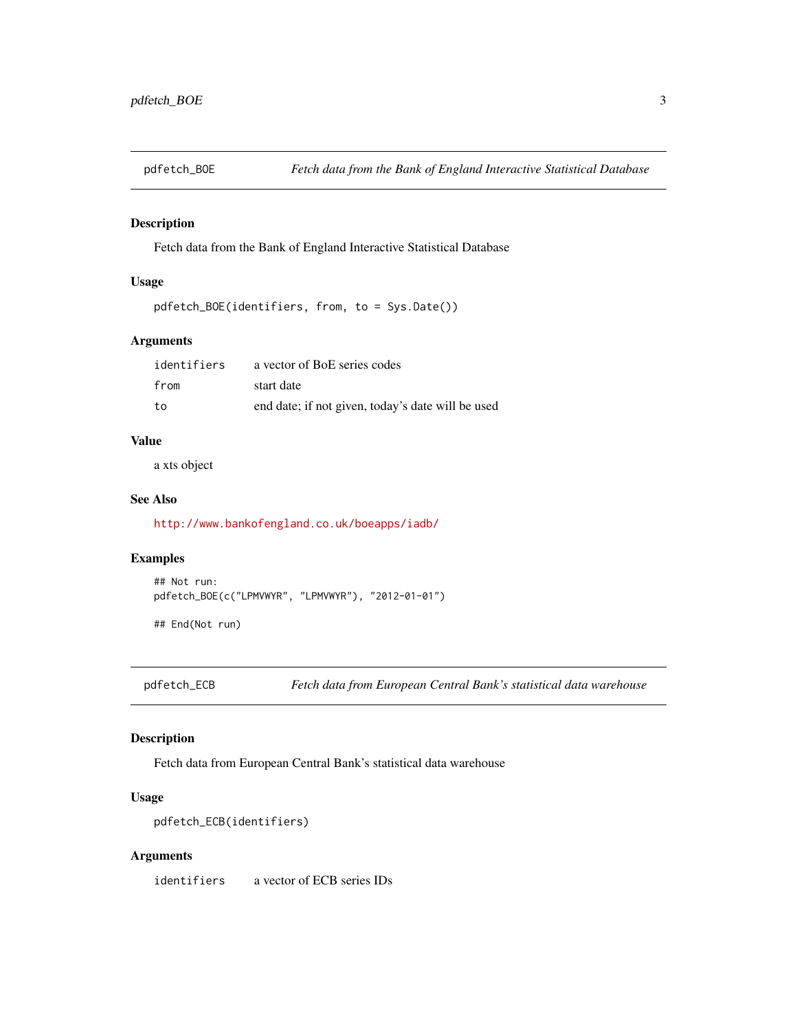## pdfetch_BOE — *Fetch data from the Bank of England Interactive Statistical Database*

### Description

Fetch data from the Bank of England Interactive Statistical Database

### Usage

```
pdfetch_BOE(identifiers, from, to = Sys.Date())
```

### Arguments

| | |
|---|---|
| identifiers | a vector of BoE series codes |
| from | start date |
| to | end date; if not given, today's date will be used |

### Value

a xts object

### See Also

http://www.bankofengland.co.uk/boeapps/iadb/

### Examples

```
## Not run:
pdfetch_BOE(c("LPMVWYR", "LPMVWYR"), "2012-01-01")

## End(Not run)
```

## pdfetch_ECB — *Fetch data from European Central Bank's statistical data warehouse*

### Description

Fetch data from European Central Bank's statistical data warehouse

### Usage

```
pdfetch_ECB(identifiers)
```

### Arguments

| | |
|---|---|
| identifiers | a vector of ECB series IDs |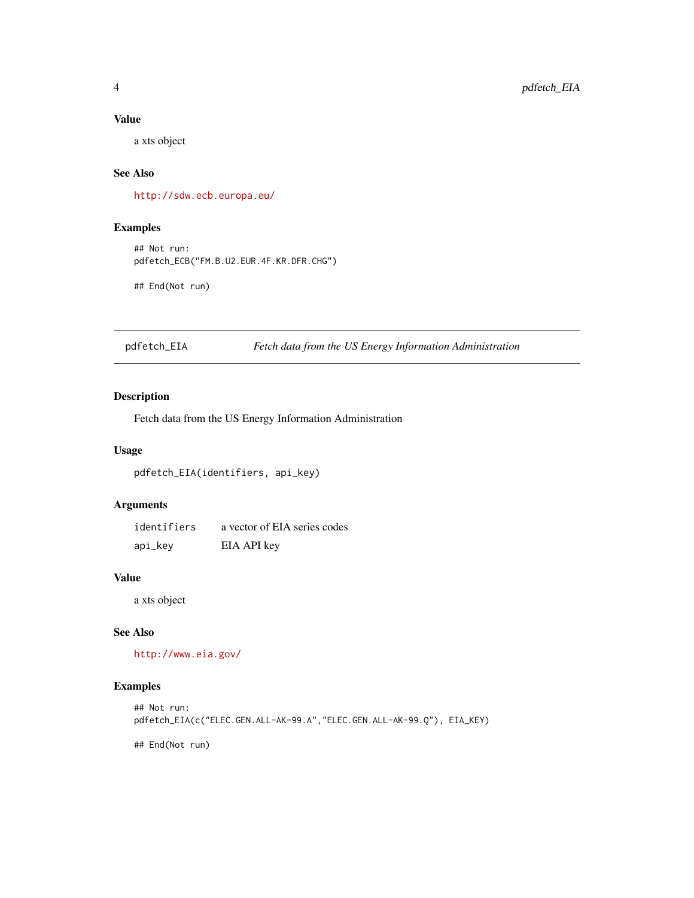### Value

a xts object

### See Also

http://sdw.ecb.europa.eu/

### Examples

```
## Not run:
pdfetch_ECB("FM.B.U2.EUR.4F.KR.DFR.CHG")

## End(Not run)
```

---

## pdfetch_EIA — *Fetch data from the US Energy Information Administration*

---

### Description

Fetch data from the US Energy Information Administration

### Usage

```
pdfetch_EIA(identifiers, api_key)
```

### Arguments

| | |
|---|---|
| identifiers | a vector of EIA series codes |
| api_key | EIA API key |

### Value

a xts object

### See Also

http://www.eia.gov/

### Examples

```
## Not run:
pdfetch_EIA(c("ELEC.GEN.ALL-AK-99.A","ELEC.GEN.ALL-AK-99.Q"), EIA_KEY)

## End(Not run)
```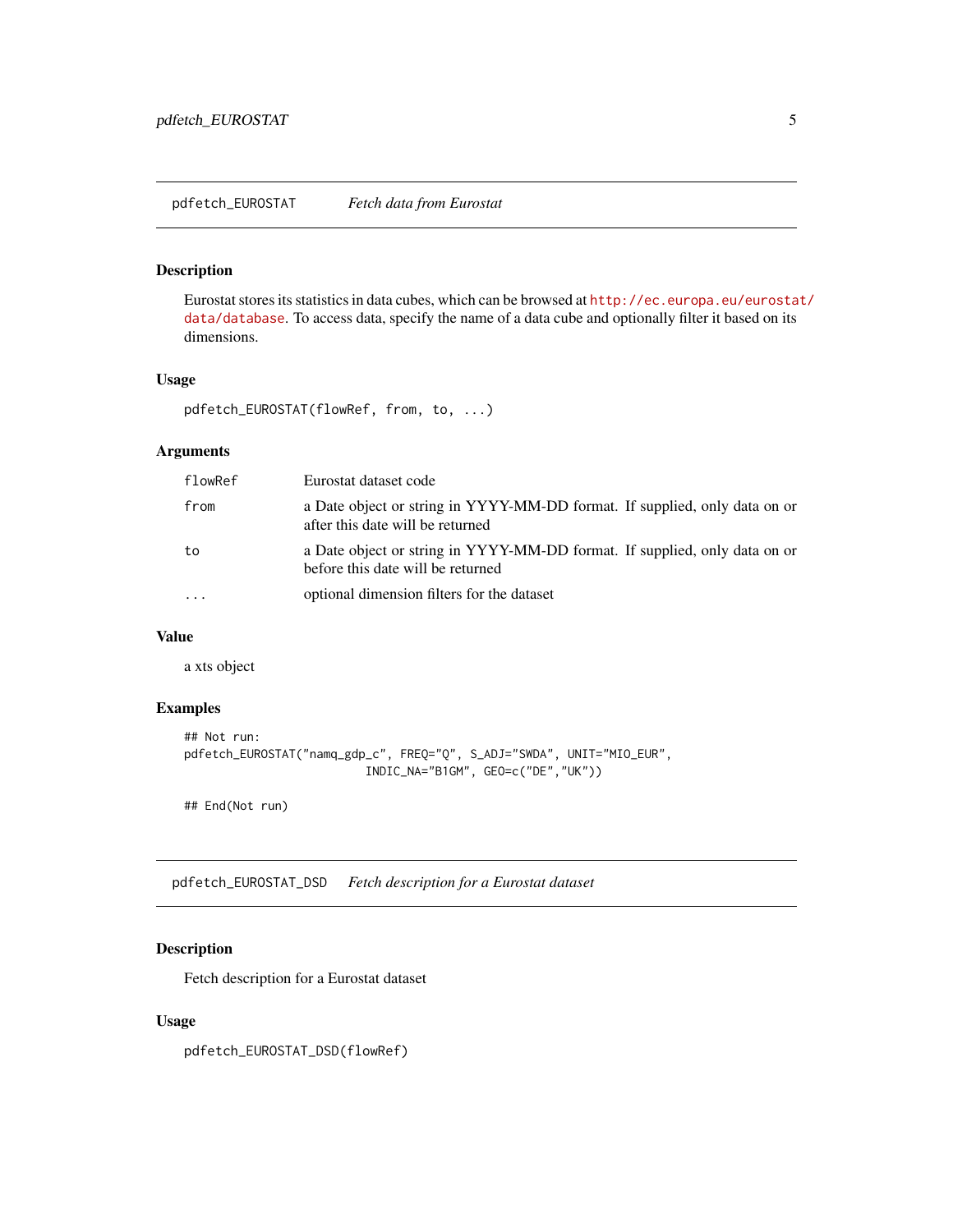## pdfetch_EUROSTAT *Fetch data from Eurostat*

### Description

Eurostat stores its statistics in data cubes, which can be browsed at http://ec.europa.eu/eurostat/data/database. To access data, specify the name of a data cube and optionally filter it based on its dimensions.

### Usage

```
pdfetch_EUROSTAT(flowRef, from, to, ...)
```

### Arguments

| | |
|---|---|
| flowRef | Eurostat dataset code |
| from | a Date object or string in YYYY-MM-DD format. If supplied, only data on or after this date will be returned |
| to | a Date object or string in YYYY-MM-DD format. If supplied, only data on or before this date will be returned |
| ... | optional dimension filters for the dataset |

### Value

a xts object

### Examples

```
## Not run:
pdfetch_EUROSTAT("namq_gdp_c", FREQ="Q", S_ADJ="SWDA", UNIT="MIO_EUR",
                          INDIC_NA="B1GM", GEO=c("DE","UK"))

## End(Not run)
```

## pdfetch_EUROSTAT_DSD *Fetch description for a Eurostat dataset*

### Description

Fetch description for a Eurostat dataset

### Usage

```
pdfetch_EUROSTAT_DSD(flowRef)
```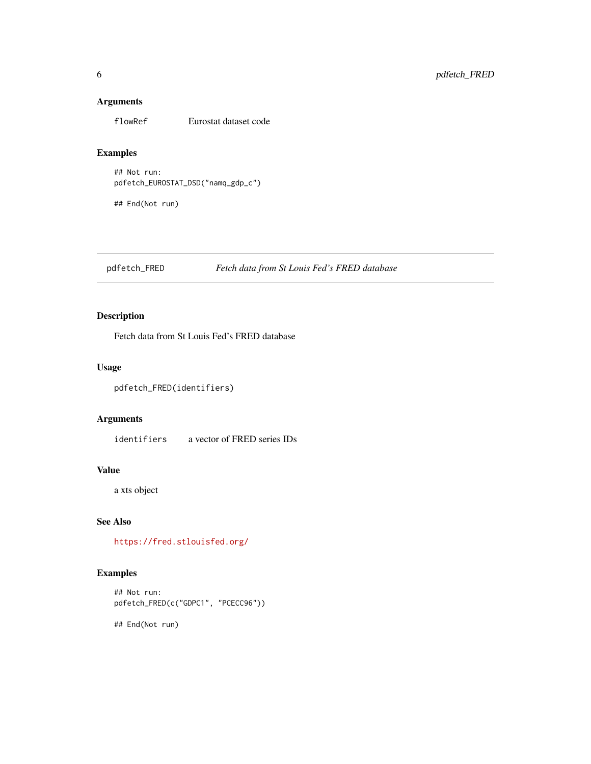### Arguments

| | |
|---|---|
| `flowRef` | Eurostat dataset code |

### Examples

```
## Not run:
pdfetch_EUROSTAT_DSD("namq_gdp_c")

## End(Not run)
```

---

## `pdfetch_FRED` *Fetch data from St Louis Fed's FRED database*

---

### Description

Fetch data from St Louis Fed's FRED database

### Usage

```
pdfetch_FRED(identifiers)
```

### Arguments

| | |
|---|---|
| `identifiers` | a vector of FRED series IDs |

### Value

a xts object

### See Also

https://fred.stlouisfed.org/

### Examples

```
## Not run:
pdfetch_FRED(c("GDPC1", "PCECC96"))

## End(Not run)
```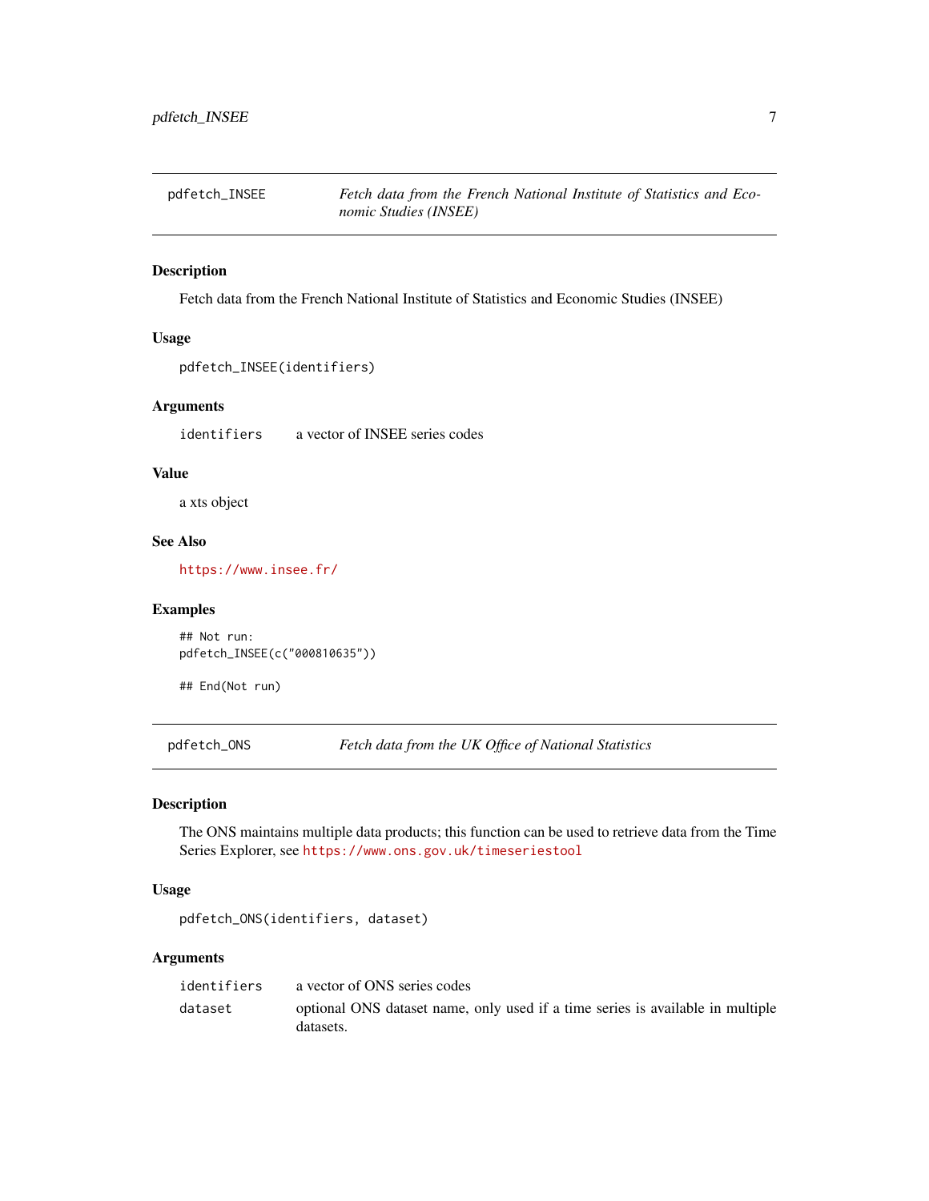## pdfetch_INSEE — *Fetch data from the French National Institute of Statistics and Economic Studies (INSEE)*

### Description

Fetch data from the French National Institute of Statistics and Economic Studies (INSEE)

### Usage

```
pdfetch_INSEE(identifiers)
```

### Arguments

| | |
|---|---|
| `identifiers` | a vector of INSEE series codes |

### Value

a xts object

### See Also

https://www.insee.fr/

### Examples

```
## Not run:
pdfetch_INSEE(c("000810635"))

## End(Not run)
```

## pdfetch_ONS — *Fetch data from the UK Office of National Statistics*

### Description

The ONS maintains multiple data products; this function can be used to retrieve data from the Time Series Explorer, see https://www.ons.gov.uk/timeseriestool

### Usage

```
pdfetch_ONS(identifiers, dataset)
```

### Arguments

| | |
|---|---|
| `identifiers` | a vector of ONS series codes |
| `dataset` | optional ONS dataset name, only used if a time series is available in multiple datasets. |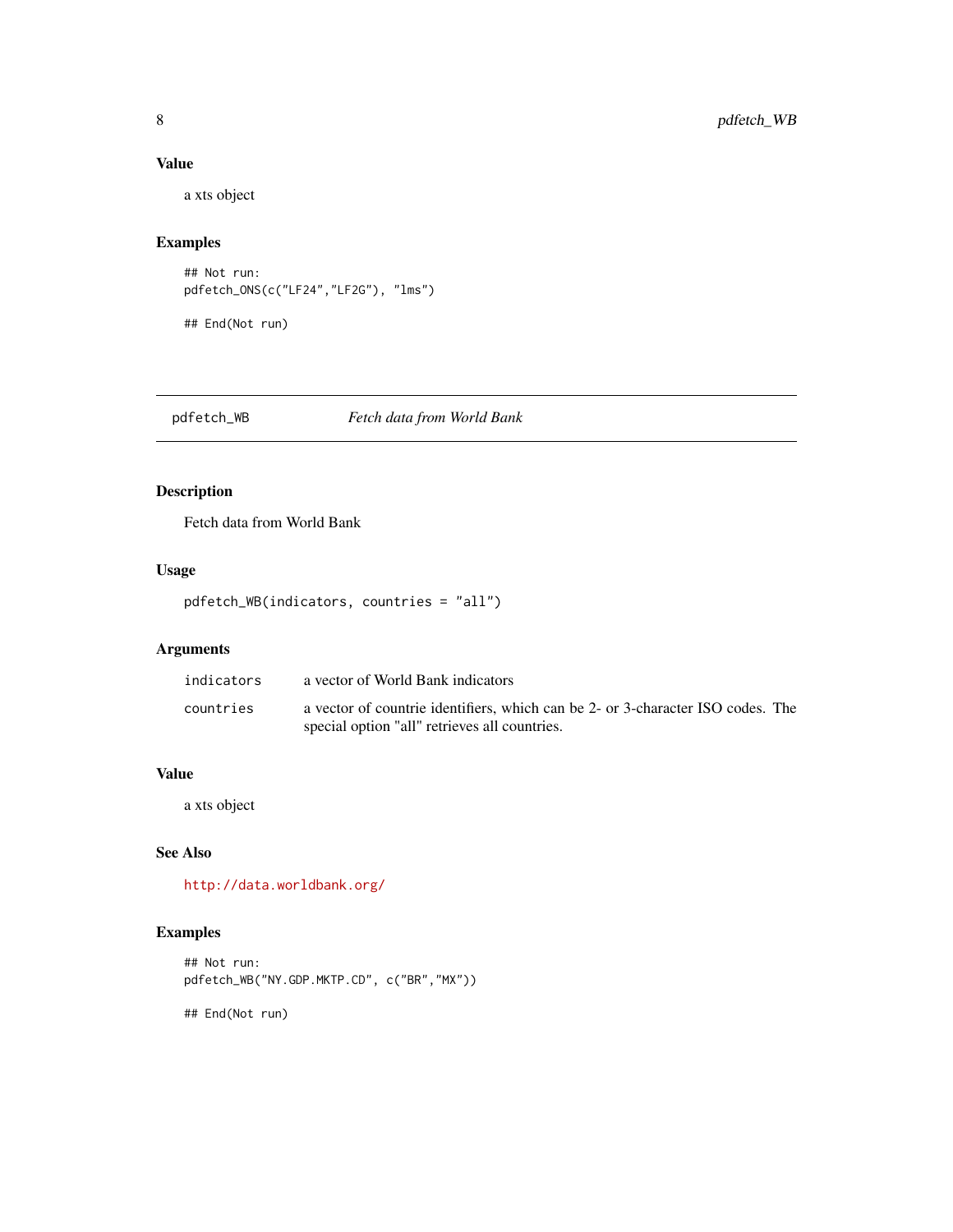### Value

a xts object

### Examples

```
## Not run:
pdfetch_ONS(c("LF24","LF2G"), "lms")

## End(Not run)
```

---

## pdfetch_WB *Fetch data from World Bank*

---

### Description

Fetch data from World Bank

### Usage

```
pdfetch_WB(indicators, countries = "all")
```

### Arguments

| | |
|---|---|
| `indicators` | a vector of World Bank indicators |
| `countries` | a vector of countrie identifiers, which can be 2- or 3-character ISO codes. The special option "all" retrieves all countries. |

### Value

a xts object

### See Also

http://data.worldbank.org/

### Examples

```
## Not run:
pdfetch_WB("NY.GDP.MKTP.CD", c("BR","MX"))

## End(Not run)
```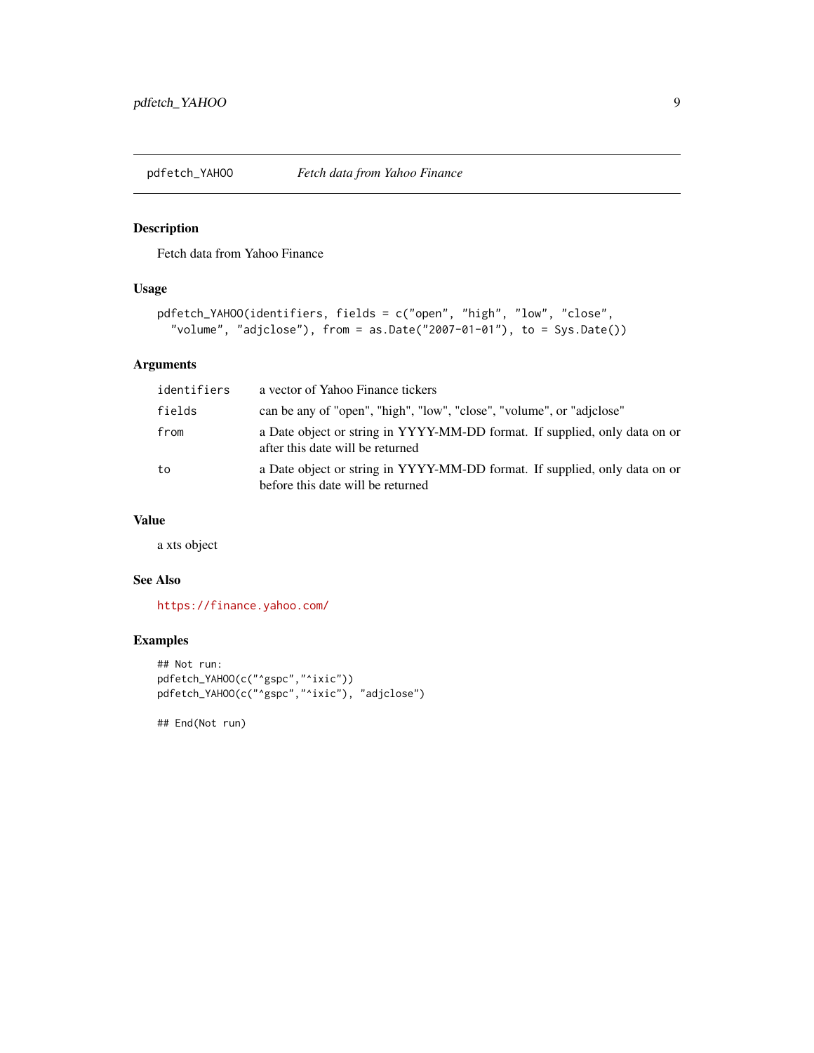## pdfetch_YAHOO — *Fetch data from Yahoo Finance*

### Description

Fetch data from Yahoo Finance

### Usage

```
pdfetch_YAHOO(identifiers, fields = c("open", "high", "low", "close",
  "volume", "adjclose"), from = as.Date("2007-01-01"), to = Sys.Date())
```

### Arguments

| | |
|---|---|
| `identifiers` | a vector of Yahoo Finance tickers |
| `fields` | can be any of "open", "high", "low", "close", "volume", or "adjclose" |
| `from` | a Date object or string in YYYY-MM-DD format. If supplied, only data on or after this date will be returned |
| `to` | a Date object or string in YYYY-MM-DD format. If supplied, only data on or before this date will be returned |

### Value

a xts object

### See Also

https://finance.yahoo.com/

### Examples

```
## Not run:
pdfetch_YAHOO(c("^gspc","^ixic"))
pdfetch_YAHOO(c("^gspc","^ixic"), "adjclose")

## End(Not run)
```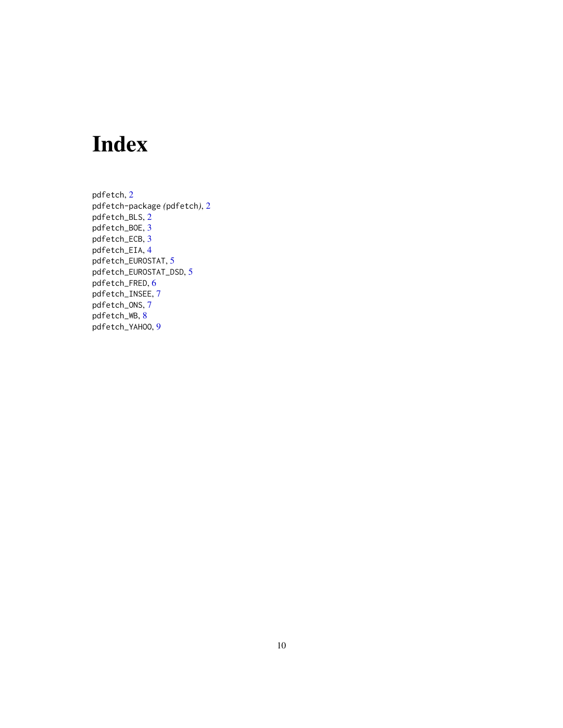# Index

pdfetch, 2
pdfetch-package *(*pdfetch*)*, 2
pdfetch_BLS, 2
pdfetch_BOE, 3
pdfetch_ECB, 3
pdfetch_EIA, 4
pdfetch_EUROSTAT, 5
pdfetch_EUROSTAT_DSD, 5
pdfetch_FRED, 6
pdfetch_INSEE, 7
pdfetch_ONS, 7
pdfetch_WB, 8
pdfetch_YAHOO, 9